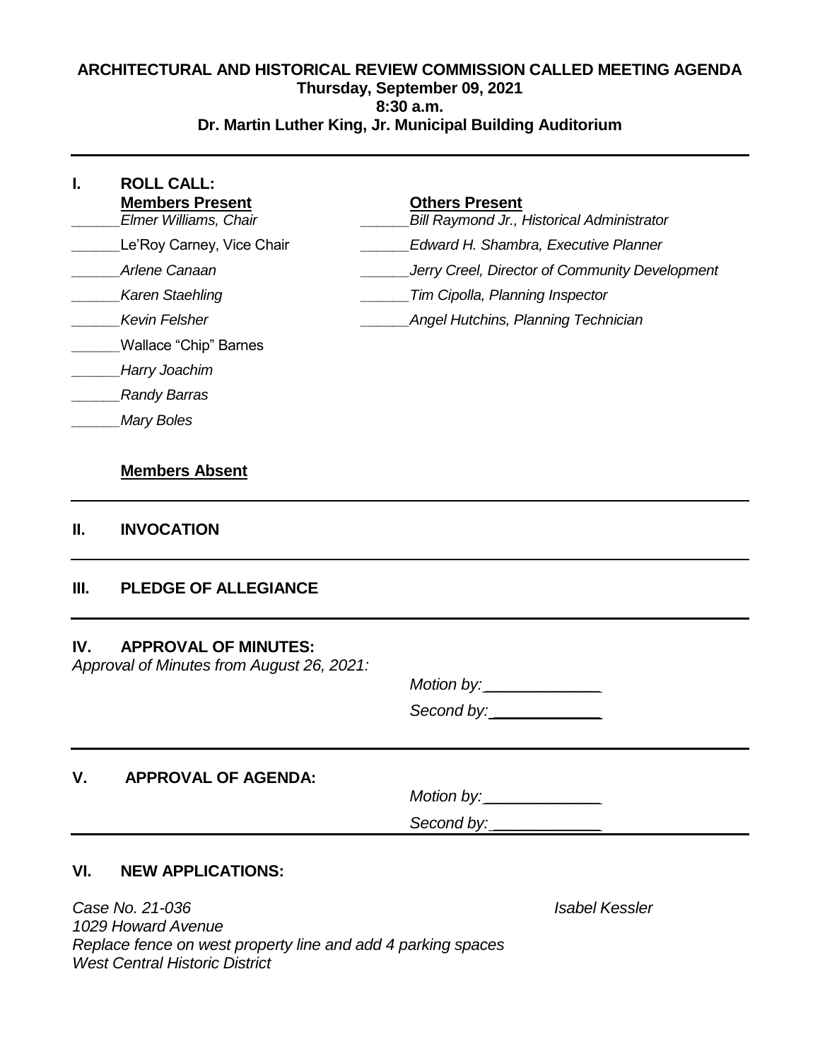# ARCHITECTURAL AND HISTORICAL REVIEW COMMISSION CALLED MEETING AGENDA

**Thursday, September 09, 2021**

**8:30 a.m.**

**Dr. Martin Luther King, Jr. Municipal Building Auditorium**

---

## I. ROLL CALL:

| **Members Present** | **Others Present** |
|---|---|
| ______*Elmer Williams, Chair* | ______*Bill Raymond Jr., Historical Administrator* |
| ______Le'Roy Carney, Vice Chair | ______*Edward H. Shambra, Executive Planner* |
| ______*Arlene Canaan* | ______*Jerry Creel, Director of Community Development* |
| ______*Karen Staehling* | ______*Tim Cipolla, Planning Inspector* |
| ______*Kevin Felsher* | ______*Angel Hutchins, Planning Technician* |
| ______Wallace "Chip" Barnes | |
| ______*Harry Joachim* | |
| ______*Randy Barras* | |
| ______*Mary Boles* | |

**Members Absent**

---

## II. INVOCATION

---

## III. PLEDGE OF ALLEGIANCE

---

## IV. APPROVAL OF MINUTES:

*Approval of Minutes from August 26, 2021:*

*Motion by:*______________

*Second by:*______________

---

## V. APPROVAL OF AGENDA:

*Motion by:*______________

*Second by:*______________

---

## VI. NEW APPLICATIONS:

*Case No. 21-036* *Isabel Kessler*
*1029 Howard Avenue*
*Replace fence on west property line and add 4 parking spaces*
*West Central Historic District*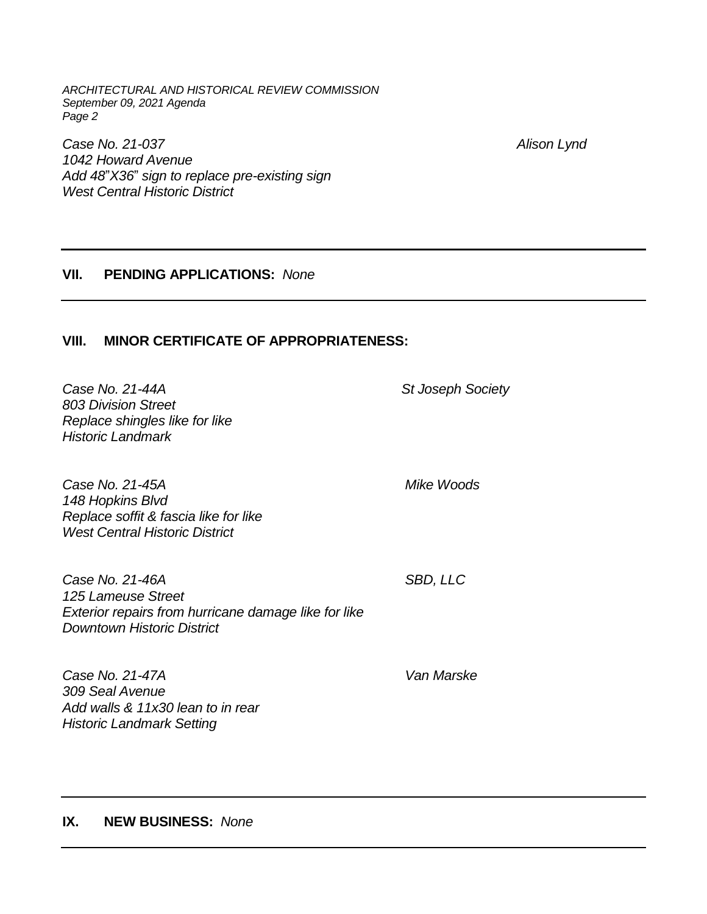*Case No. 21-037* *Alison Lynd*
*1042 Howard Avenue*
*Add 48"X36" sign to replace pre-existing sign*
*West Central Historic District*

---

## VII. PENDING APPLICATIONS: *None*

---

## VIII. MINOR CERTIFICATE OF APPROPRIATENESS:

*Case No. 21-44A* *St Joseph Society*
*803 Division Street*
*Replace shingles like for like*
*Historic Landmark*

*Case No. 21-45A* *Mike Woods*
*148 Hopkins Blvd*
*Replace soffit & fascia like for like*
*West Central Historic District*

*Case No. 21-46A* *SBD, LLC*
*125 Lameuse Street*
*Exterior repairs from hurricane damage like for like*
*Downtown Historic District*

*Case No. 21-47A* *Van Marske*
*309 Seal Avenue*
*Add walls & 11x30 lean to in rear*
*Historic Landmark Setting*

---

## IX. NEW BUSINESS: *None*

---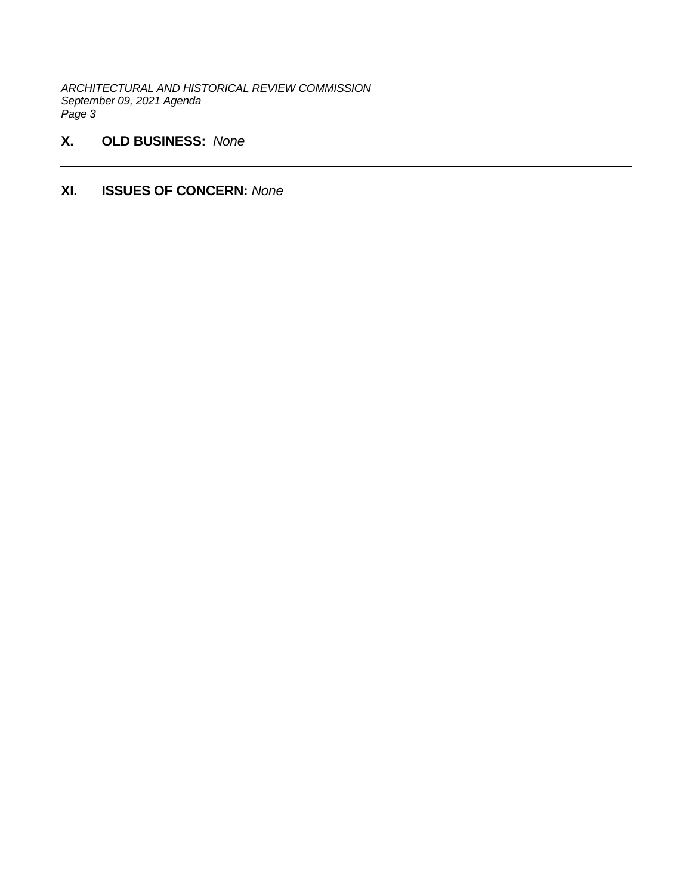## X. OLD BUSINESS: *None*

---

## XI. ISSUES OF CONCERN: *None*